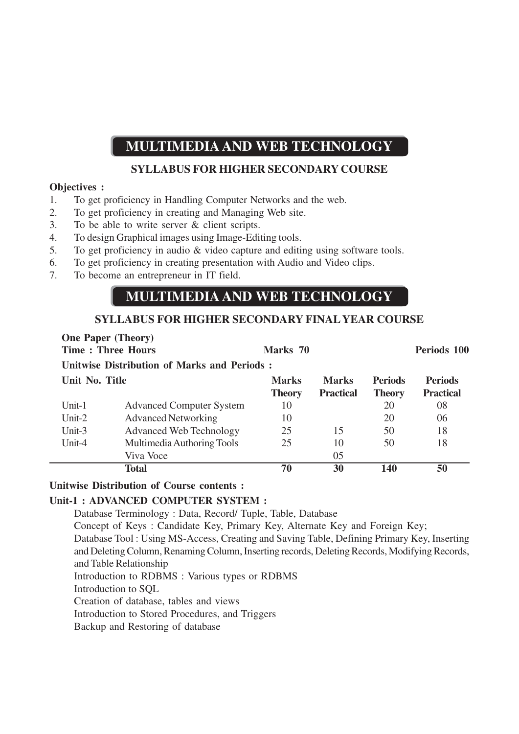# MULTIMEDIA AND WEB TECHNOLOGY

## SYLLABUS FOR HIGHER SECONDARY COURSE

**Objectives :**

1. To get proficiency in Handling Computer Networks and the web.
2. To get proficiency in creating and Managing Web site.
3. To be able to write server & client scripts.
4. To design Graphical images using Image-Editing tools.
5. To get proficiency in audio & video capture and editing using software tools.
6. To get proficiency in creating presentation with Audio and Video clips.
7. To become an entrepreneur in IT field.

# MULTIMEDIA AND WEB TECHNOLOGY

## SYLLABUS FOR HIGHER SECONDARY FINAL YEAR COURSE

**One Paper (Theory)**

**Time : Three Hours** **Marks 70** **Periods 100**

**Unitwise Distribution of Marks and Periods :**

| Unit No. | Title | Marks Theory | Marks Practical | Periods Theory | Periods Practical |
|---|---|---|---|---|---|
| Unit-1 | Advanced Computer System | 10 | | 20 | 08 |
| Unit-2 | Advanced Networking | 10 | | 20 | 06 |
| Unit-3 | Advanced Web Technology | 25 | 15 | 50 | 18 |
| Unit-4 | Multimedia Authoring Tools | 25 | 10 | 50 | 18 |
| | Viva Voce | | 05 | | |
| | **Total** | **70** | **30** | **140** | **50** |

**Unitwise Distribution of Course contents :**

**Unit-1 : ADVANCED COMPUTER SYSTEM :**

Database Terminology : Data, Record/ Tuple, Table, Database

Concept of Keys : Candidate Key, Primary Key, Alternate Key and Foreign Key;

Database Tool : Using MS-Access, Creating and Saving Table, Defining Primary Key, Inserting and Deleting Column, Renaming Column, Inserting records, Deleting Records, Modifying Records, and Table Relationship

Introduction to RDBMS : Various types or RDBMS

Introduction to SQL

Creation of database, tables and views

Introduction to Stored Procedures, and Triggers

Backup and Restoring of database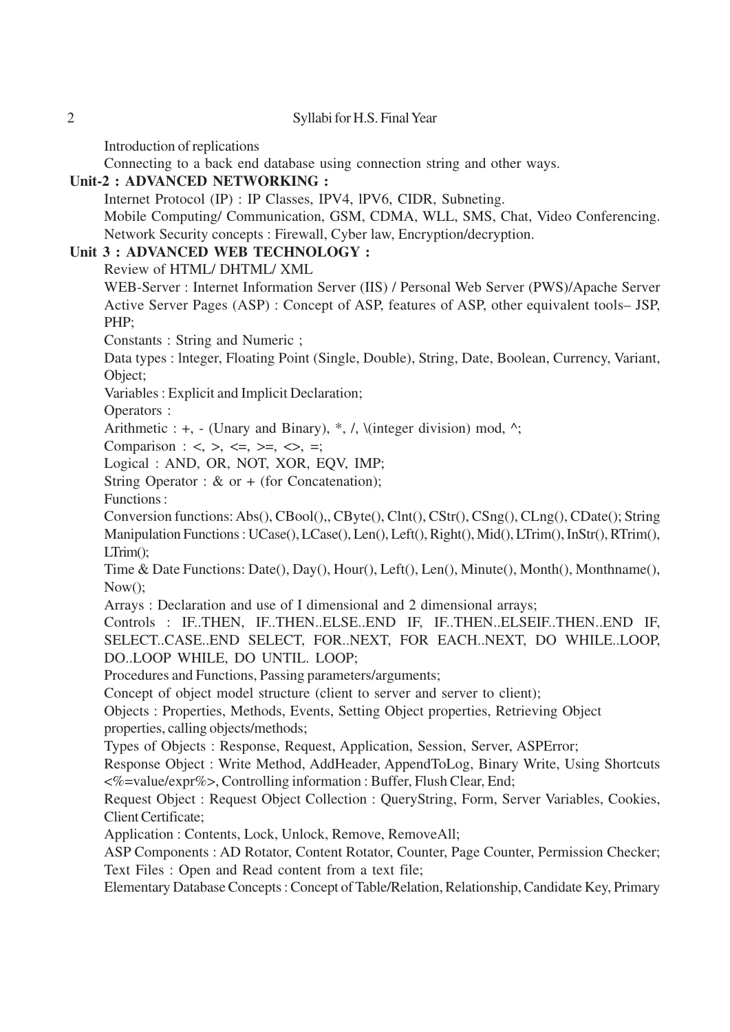Introduction of replications

Connecting to a back end database using connection string and other ways.

**Unit-2 : ADVANCED NETWORKING :**

Internet Protocol (IP) : IP Classes, IPV4, lPV6, CIDR, Subneting.

Mobile Computing/ Communication, GSM, CDMA, WLL, SMS, Chat, Video Conferencing.

Network Security concepts : Firewall, Cyber law, Encryption/decryption.

**Unit 3 : ADVANCED WEB TECHNOLOGY :**

Review of HTML/ DHTML/ XML

WEB-Server : Internet Information Server (IIS) / Personal Web Server (PWS)/Apache Server

Active Server Pages (ASP) : Concept of ASP, features of ASP, other equivalent tools– JSP, PHP;

Constants : String and Numeric ;

Data types : lnteger, Floating Point (Single, Double), String, Date, Boolean, Currency, Variant, Object;

Variables : Explicit and Implicit Declaration;

Operators :

Arithmetic : +, - (Unary and Binary), *, /, \(integer division) mod, ^;

Comparison : <, >, <=, >=, <>, =;

Logical : AND, OR, NOT, XOR, EQV, IMP;

String Operator : & or + (for Concatenation);

Functions :

Conversion functions: Abs(), CBool(),, CByte(), Clnt(), CStr(), CSng(), CLng(), CDate(); String Manipulation Functions : UCase(), LCase(), Len(), Left(), Right(), Mid(), LTrim(), InStr(), RTrim(), LTrim();

Time & Date Functions: Date(), Day(), Hour(), Left(), Len(), Minute(), Month(), Monthname(), Now();

Arrays : Declaration and use of I dimensional and 2 dimensional arrays;

Controls : IF..THEN, IF..THEN..ELSE..END IF, IF..THEN..ELSEIF..THEN..END IF, SELECT..CASE..END SELECT, FOR..NEXT, FOR EACH..NEXT, DO WHILE..LOOP, DO..LOOP WHILE, DO UNTIL. LOOP;

Procedures and Functions, Passing parameters/arguments;

Concept of object model structure (client to server and server to client);

Objects : Properties, Methods, Events, Setting Object properties, Retrieving Object properties, calling objects/methods;

Types of Objects : Response, Request, Application, Session, Server, ASPError;

Response Object : Write Method, AddHeader, AppendToLog, Binary Write, Using Shortcuts <%=value/expr%>, Controlling information : Buffer, Flush Clear, End;

Request Object : Request Object Collection : QueryString, Form, Server Variables, Cookies, Client Certificate;

Application : Contents, Lock, Unlock, Remove, RemoveAll;

ASP Components : AD Rotator, Content Rotator, Counter, Page Counter, Permission Checker;

Text Files : Open and Read content from a text file;

Elementary Database Concepts : Concept of Table/Relation, Relationship, Candidate Key, Primary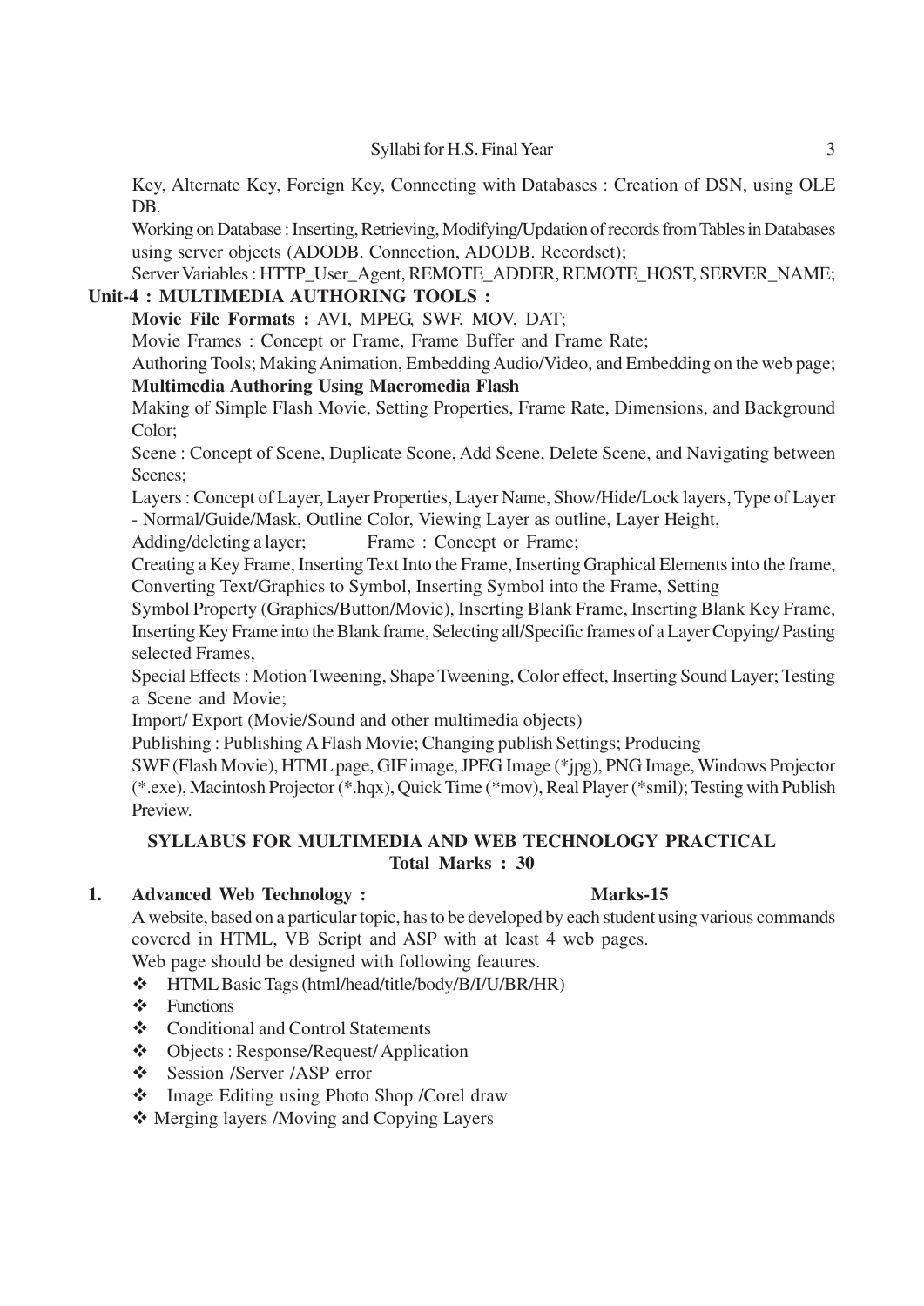Key, Alternate Key, Foreign Key, Connecting with Databases : Creation of DSN, using OLE DB.

Working on Database : Inserting, Retrieving, Modifying/Updation of records from Tables in Databases using server objects (ADODB. Connection, ADODB. Recordset);

Server Variables : HTTP_User_Agent, REMOTE_ADDER, REMOTE_HOST, SERVER_NAME;

**Unit-4 : MULTIMEDIA AUTHORING TOOLS :**

**Movie File Formats :** AVI, MPEG, SWF, MOV, DAT;

Movie Frames : Concept or Frame, Frame Buffer and Frame Rate;

Authoring Tools; Making Animation, Embedding Audio/Video, and Embedding on the web page;

**Multimedia Authoring Using Macromedia Flash**

Making of Simple Flash Movie, Setting Properties, Frame Rate, Dimensions, and Background Color;

Scene : Concept of Scene, Duplicate Scone, Add Scene, Delete Scene, and Navigating between Scenes;

Layers : Concept of Layer, Layer Properties, Layer Name, Show/Hide/Lock layers, Type of Layer - Normal/Guide/Mask, Outline Color, Viewing Layer as outline, Layer Height,

Adding/deleting a layer; Frame : Concept or Frame;

Creating a Key Frame, Inserting Text Into the Frame, Inserting Graphical Elements into the frame, Converting Text/Graphics to Symbol, Inserting Symbol into the Frame, Setting

Symbol Property (Graphics/Button/Movie), Inserting Blank Frame, Inserting Blank Key Frame, Inserting Key Frame into the Blank frame, Selecting all/Specific frames of a Layer Copying/ Pasting selected Frames,

Special Effects : Motion Tweening, Shape Tweening, Color effect, Inserting Sound Layer; Testing a Scene and Movie;

Import/ Export (Movie/Sound and other multimedia objects)

Publishing : Publishing A Flash Movie; Changing publish Settings; Producing

SWF (Flash Movie), HTML page, GIF image, JPEG Image (*jpg), PNG Image, Windows Projector (*.exe), Macintosh Projector (*.hqx), Quick Time (*mov), Real Player (*smil); Testing with Publish Preview.

## SYLLABUS FOR MULTIMEDIA AND WEB TECHNOLOGY PRACTICAL
### Total Marks : 30

**1. Advanced Web Technology : Marks-15**

A website, based on a particular topic, has to be developed by each student using various commands covered in HTML, VB Script and ASP with at least 4 web pages.

Web page should be designed with following features.

- HTML Basic Tags (html/head/title/body/B/I/U/BR/HR)
- Functions
- Conditional and Control Statements
- Objects : Response/Request/ Application
- Session /Server /ASP error
- Image Editing using Photo Shop /Corel draw
- Merging layers /Moving and Copying Layers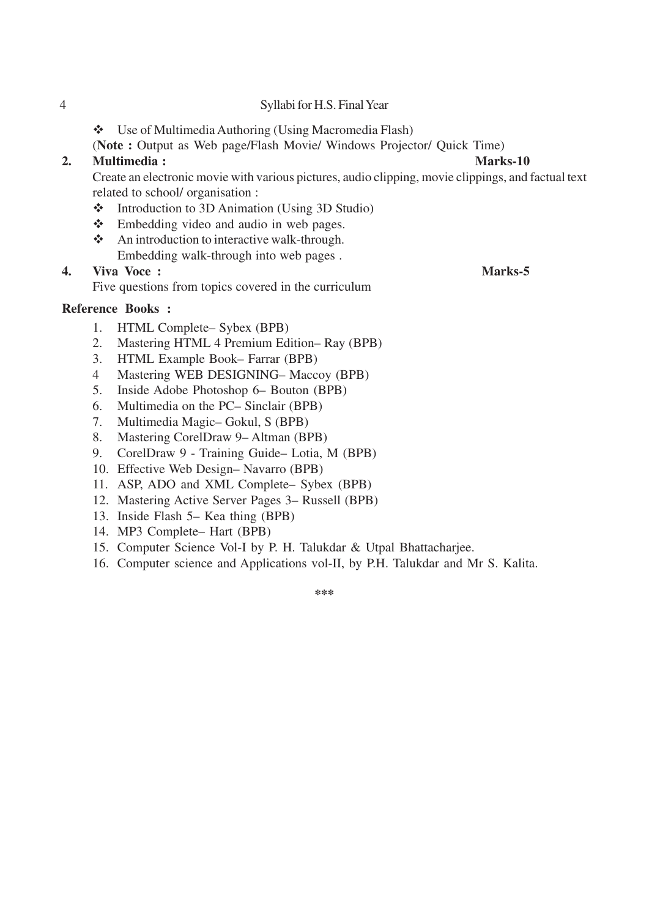- Use of Multimedia Authoring (Using Macromedia Flash)

(**Note :** Output as Web page/Flash Movie/ Windows Projector/ Quick Time)

**2. Multimedia : Marks-10**

Create an electronic movie with various pictures, audio clipping, movie clippings, and factual text related to school/ organisation :

- Introduction to 3D Animation (Using 3D Studio)
- Embedding video and audio in web pages.
- An introduction to interactive walk-through.
  Embedding walk-through into web pages .

**4. Viva Voce : Marks-5**

Five questions from topics covered in the curriculum

**Reference Books :**

1. HTML Complete– Sybex (BPB)
2. Mastering HTML 4 Premium Edition– Ray (BPB)
3. HTML Example Book– Farrar (BPB)
4. Mastering WEB DESIGNING– Maccoy (BPB)
5. Inside Adobe Photoshop 6– Bouton (BPB)
6. Multimedia on the PC– Sinclair (BPB)
7. Multimedia Magic– Gokul, S (BPB)
8. Mastering CorelDraw 9– Altman (BPB)
9. CorelDraw 9 - Training Guide– Lotia, M (BPB)
10. Effective Web Design– Navarro (BPB)
11. ASP, ADO and XML Complete– Sybex (BPB)
12. Mastering Active Server Pages 3– Russell (BPB)
13. Inside Flash 5– Kea thing (BPB)
14. MP3 Complete– Hart (BPB)
15. Computer Science Vol-I by P. H. Talukdar & Utpal Bhattacharjee.
16. Computer science and Applications vol-II, by P.H. Talukdar and Mr S. Kalita.

***